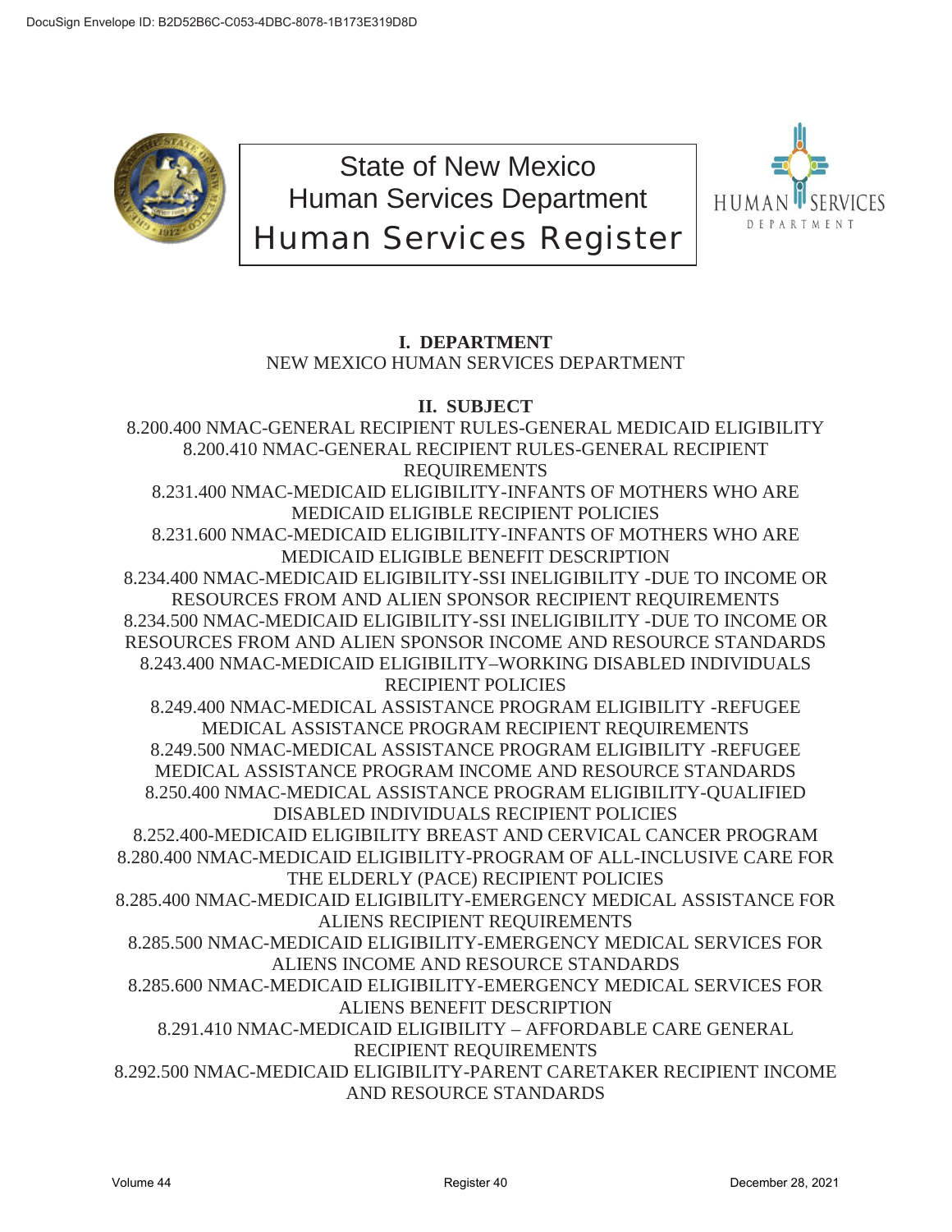DocuSign Envelope ID: B2D52B6C-C053-4DBC-8078-1B173E319D8D

# State of New Mexico
# Human Services Department
# Human Services Register

## I. DEPARTMENT

NEW MEXICO HUMAN SERVICES DEPARTMENT

## II. SUBJECT

8.200.400 NMAC-GENERAL RECIPIENT RULES-GENERAL MEDICAID ELIGIBILITY
8.200.410 NMAC-GENERAL RECIPIENT RULES-GENERAL RECIPIENT REQUIREMENTS
8.231.400 NMAC-MEDICAID ELIGIBILITY-INFANTS OF MOTHERS WHO ARE MEDICAID ELIGIBLE RECIPIENT POLICIES
8.231.600 NMAC-MEDICAID ELIGIBILITY-INFANTS OF MOTHERS WHO ARE MEDICAID ELIGIBLE BENEFIT DESCRIPTION
8.234.400 NMAC-MEDICAID ELIGIBILITY-SSI INELIGIBILITY -DUE TO INCOME OR RESOURCES FROM AND ALIEN SPONSOR RECIPIENT REQUIREMENTS
8.234.500 NMAC-MEDICAID ELIGIBILITY-SSI INELIGIBILITY -DUE TO INCOME OR RESOURCES FROM AND ALIEN SPONSOR INCOME AND RESOURCE STANDARDS
8.243.400 NMAC-MEDICAID ELIGIBILITY–WORKING DISABLED INDIVIDUALS RECIPIENT POLICIES
8.249.400 NMAC-MEDICAL ASSISTANCE PROGRAM ELIGIBILITY -REFUGEE MEDICAL ASSISTANCE PROGRAM RECIPIENT REQUIREMENTS
8.249.500 NMAC-MEDICAL ASSISTANCE PROGRAM ELIGIBILITY -REFUGEE MEDICAL ASSISTANCE PROGRAM INCOME AND RESOURCE STANDARDS
8.250.400 NMAC-MEDICAL ASSISTANCE PROGRAM ELIGIBILITY-QUALIFIED DISABLED INDIVIDUALS RECIPIENT POLICIES
8.252.400-MEDICAID ELIGIBILITY BREAST AND CERVICAL CANCER PROGRAM
8.280.400 NMAC-MEDICAID ELIGIBILITY-PROGRAM OF ALL-INCLUSIVE CARE FOR THE ELDERLY (PACE) RECIPIENT POLICIES
8.285.400 NMAC-MEDICAID ELIGIBILITY-EMERGENCY MEDICAL ASSISTANCE FOR ALIENS RECIPIENT REQUIREMENTS
8.285.500 NMAC-MEDICAID ELIGIBILITY-EMERGENCY MEDICAL SERVICES FOR ALIENS INCOME AND RESOURCE STANDARDS
8.285.600 NMAC-MEDICAID ELIGIBILITY-EMERGENCY MEDICAL SERVICES FOR ALIENS BENEFIT DESCRIPTION
8.291.410 NMAC-MEDICAID ELIGIBILITY – AFFORDABLE CARE GENERAL RECIPIENT REQUIREMENTS
8.292.500 NMAC-MEDICAID ELIGIBILITY-PARENT CARETAKER RECIPIENT INCOME AND RESOURCE STANDARDS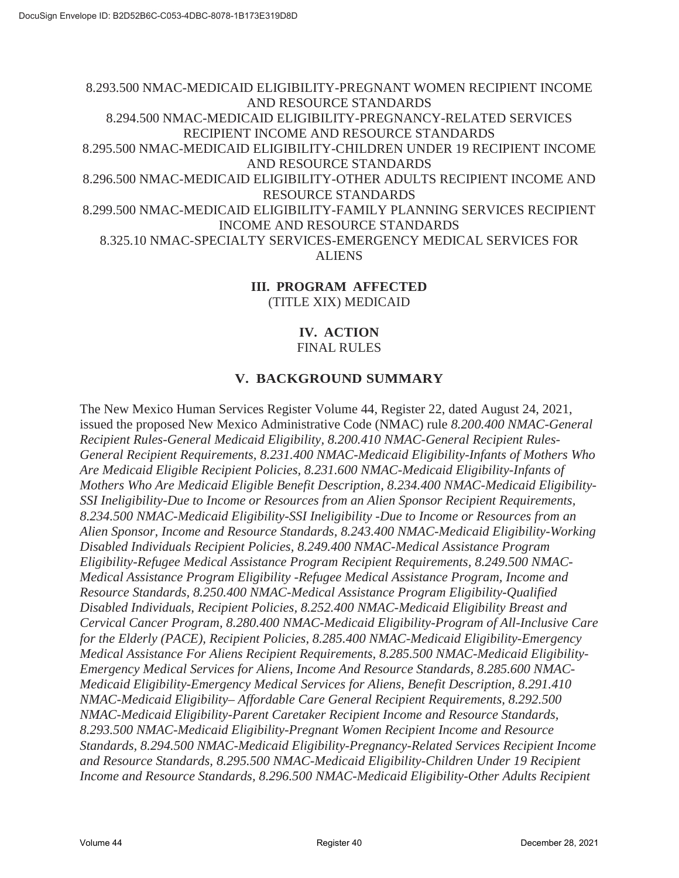8.293.500 NMAC-MEDICAID ELIGIBILITY-PREGNANT WOMEN RECIPIENT INCOME AND RESOURCE STANDARDS
8.294.500 NMAC-MEDICAID ELIGIBILITY-PREGNANCY-RELATED SERVICES RECIPIENT INCOME AND RESOURCE STANDARDS
8.295.500 NMAC-MEDICAID ELIGIBILITY-CHILDREN UNDER 19 RECIPIENT INCOME AND RESOURCE STANDARDS
8.296.500 NMAC-MEDICAID ELIGIBILITY-OTHER ADULTS RECIPIENT INCOME AND RESOURCE STANDARDS
8.299.500 NMAC-MEDICAID ELIGIBILITY-FAMILY PLANNING SERVICES RECIPIENT INCOME AND RESOURCE STANDARDS
8.325.10 NMAC-SPECIALTY SERVICES-EMERGENCY MEDICAL SERVICES FOR ALIENS

## III. PROGRAM AFFECTED

(TITLE XIX) MEDICAID

## IV. ACTION

FINAL RULES

## V. BACKGROUND SUMMARY

The New Mexico Human Services Register Volume 44, Register 22, dated August 24, 2021, issued the proposed New Mexico Administrative Code (NMAC) rule *8.200.400 NMAC-General Recipient Rules-General Medicaid Eligibility, 8.200.410 NMAC-General Recipient Rules-General Recipient Requirements, 8.231.400 NMAC-Medicaid Eligibility-Infants of Mothers Who Are Medicaid Eligible Recipient Policies, 8.231.600 NMAC-Medicaid Eligibility-Infants of Mothers Who Are Medicaid Eligible Benefit Description, 8.234.400 NMAC-Medicaid Eligibility-SSI Ineligibility-Due to Income or Resources from an Alien Sponsor Recipient Requirements, 8.234.500 NMAC-Medicaid Eligibility-SSI Ineligibility -Due to Income or Resources from an Alien Sponsor, Income and Resource Standards, 8.243.400 NMAC-Medicaid Eligibility-Working Disabled Individuals Recipient Policies, 8.249.400 NMAC-Medical Assistance Program Eligibility-Refugee Medical Assistance Program Recipient Requirements, 8.249.500 NMAC-Medical Assistance Program Eligibility -Refugee Medical Assistance Program, Income and Resource Standards, 8.250.400 NMAC-Medical Assistance Program Eligibility-Qualified Disabled Individuals, Recipient Policies, 8.252.400 NMAC-Medicaid Eligibility Breast and Cervical Cancer Program, 8.280.400 NMAC-Medicaid Eligibility-Program of All-Inclusive Care for the Elderly (PACE), Recipient Policies, 8.285.400 NMAC-Medicaid Eligibility-Emergency Medical Assistance For Aliens Recipient Requirements, 8.285.500 NMAC-Medicaid Eligibility-Emergency Medical Services for Aliens, Income And Resource Standards, 8.285.600 NMAC-Medicaid Eligibility-Emergency Medical Services for Aliens, Benefit Description, 8.291.410 NMAC-Medicaid Eligibility– Affordable Care General Recipient Requirements, 8.292.500 NMAC-Medicaid Eligibility-Parent Caretaker Recipient Income and Resource Standards, 8.293.500 NMAC-Medicaid Eligibility-Pregnant Women Recipient Income and Resource Standards, 8.294.500 NMAC-Medicaid Eligibility-Pregnancy-Related Services Recipient Income and Resource Standards, 8.295.500 NMAC-Medicaid Eligibility-Children Under 19 Recipient Income and Resource Standards, 8.296.500 NMAC-Medicaid Eligibility-Other Adults Recipient*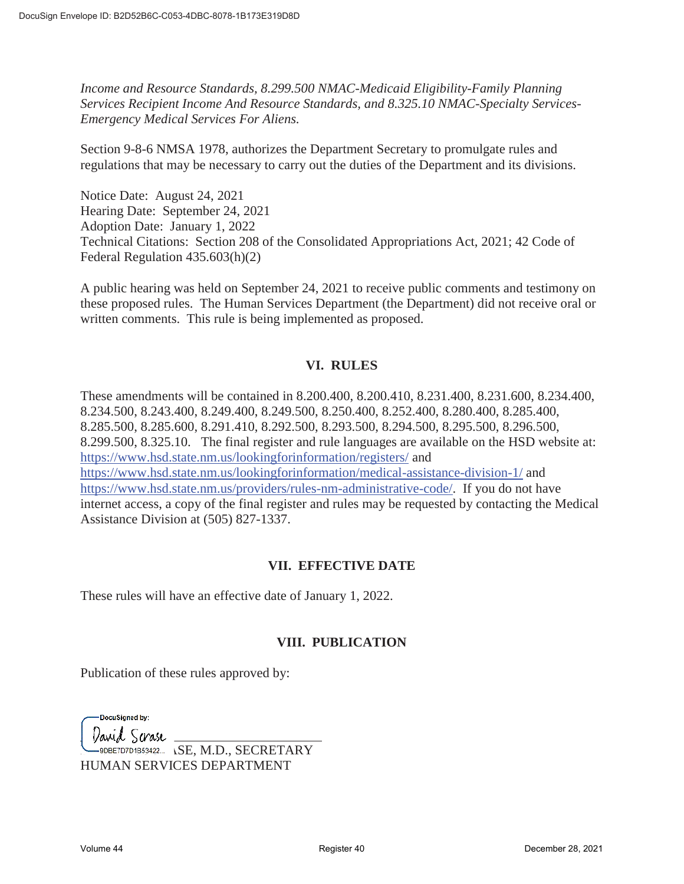*Income and Resource Standards, 8.299.500 NMAC-Medicaid Eligibility-Family Planning Services Recipient Income And Resource Standards, and 8.325.10 NMAC-Specialty Services-Emergency Medical Services For Aliens.*

Section 9-8-6 NMSA 1978, authorizes the Department Secretary to promulgate rules and regulations that may be necessary to carry out the duties of the Department and its divisions.

Notice Date: August 24, 2021
Hearing Date: September 24, 2021
Adoption Date: January 1, 2022
Technical Citations: Section 208 of the Consolidated Appropriations Act, 2021; 42 Code of Federal Regulation 435.603(h)(2)

A public hearing was held on September 24, 2021 to receive public comments and testimony on these proposed rules. The Human Services Department (the Department) did not receive oral or written comments. This rule is being implemented as proposed.

## VI. RULES

These amendments will be contained in 8.200.400, 8.200.410, 8.231.400, 8.231.600, 8.234.400, 8.234.500, 8.243.400, 8.249.400, 8.249.500, 8.250.400, 8.252.400, 8.280.400, 8.285.400, 8.285.500, 8.285.600, 8.291.410, 8.292.500, 8.293.500, 8.294.500, 8.295.500, 8.296.500, 8.299.500, 8.325.10. The final register and rule languages are available on the HSD website at: https://www.hsd.state.nm.us/lookingforinformation/registers/ and https://www.hsd.state.nm.us/lookingforinformation/medical-assistance-division-1/ and https://www.hsd.state.nm.us/providers/rules-nm-administrative-code/. If you do not have internet access, a copy of the final register and rules may be requested by contacting the Medical Assistance Division at (505) 827-1337.

## VII. EFFECTIVE DATE

These rules will have an effective date of January 1, 2022.

## VIII. PUBLICATION

Publication of these rules approved by:

DocuSigned by:
David Scrase
9DBE7D7D1B53422... ASE, M.D., SECRETARY
HUMAN SERVICES DEPARTMENT